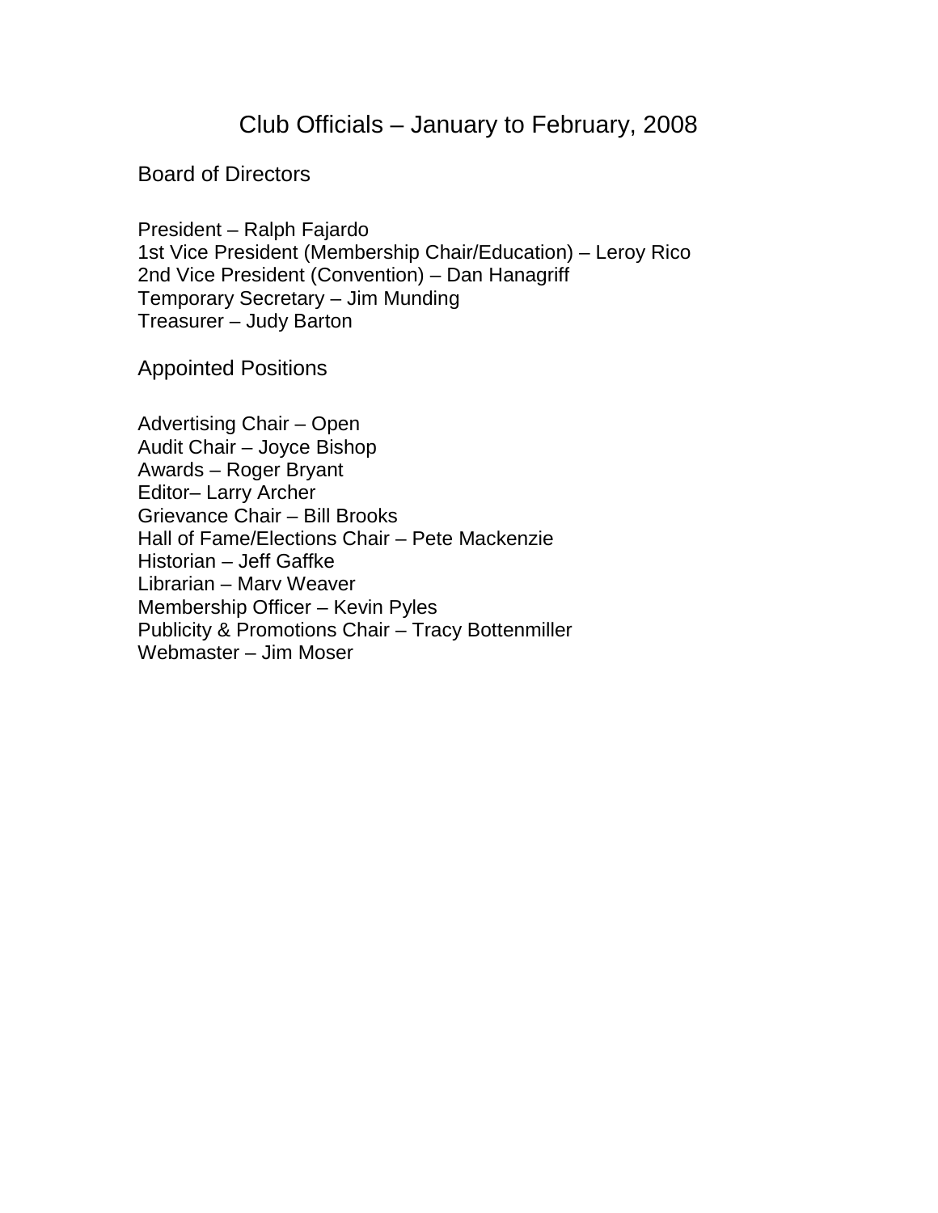# Club Officials – January to February, 2008

## Board of Directors

President – Ralph Fajardo
1st Vice President (Membership Chair/Education) – Leroy Rico
2nd Vice President (Convention) – Dan Hanagriff
Temporary Secretary – Jim Munding
Treasurer – Judy Barton

## Appointed Positions

Advertising Chair – Open
Audit Chair – Joyce Bishop
Awards – Roger Bryant
Editor– Larry Archer
Grievance Chair – Bill Brooks
Hall of Fame/Elections Chair – Pete Mackenzie
Historian – Jeff Gaffke
Librarian – Marv Weaver
Membership Officer – Kevin Pyles
Publicity & Promotions Chair – Tracy Bottenmiller
Webmaster – Jim Moser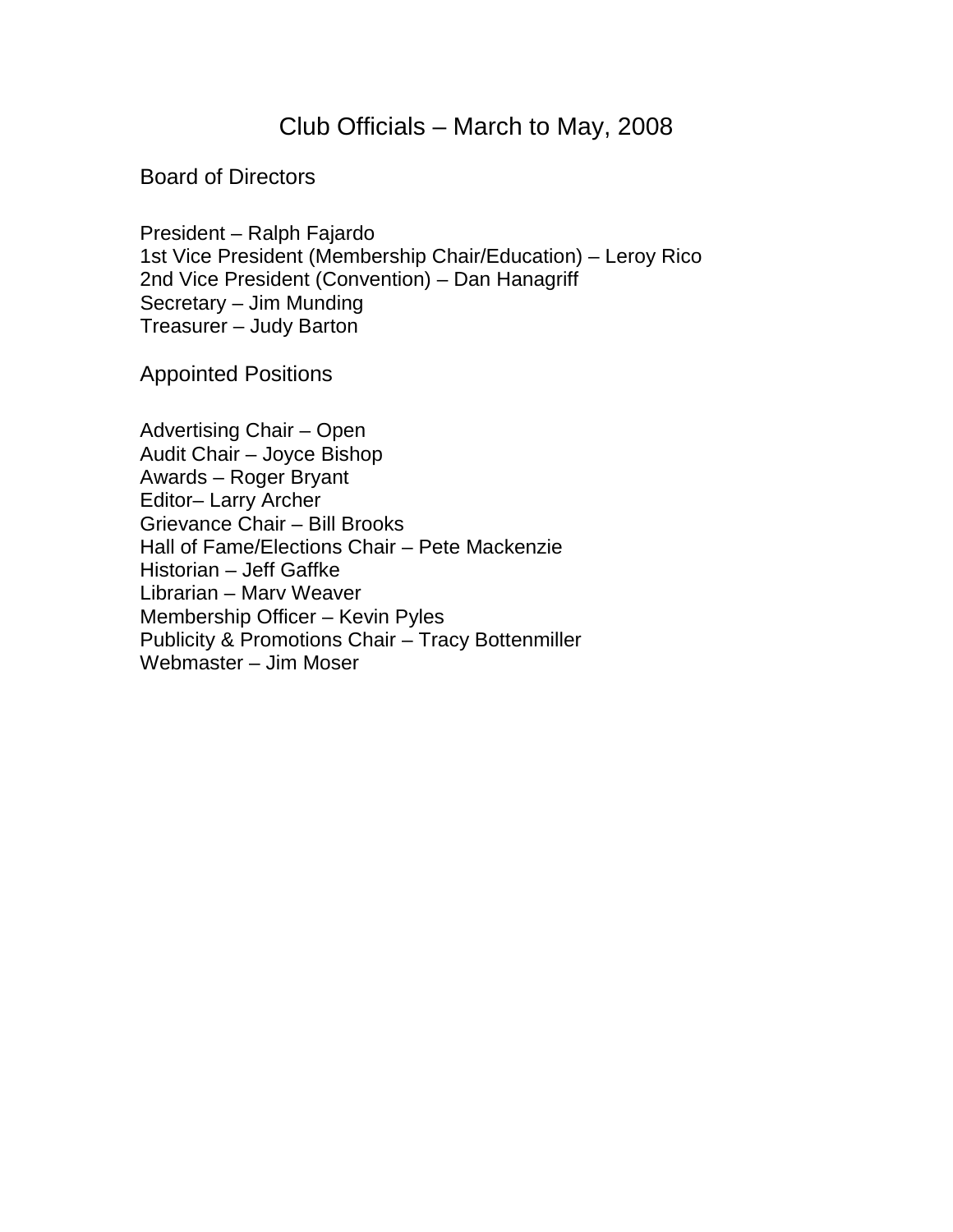# Club Officials – March to May, 2008

## Board of Directors

President – Ralph Fajardo
1st Vice President (Membership Chair/Education) – Leroy Rico
2nd Vice President (Convention) – Dan Hanagriff
Secretary – Jim Munding
Treasurer – Judy Barton

## Appointed Positions

Advertising Chair – Open
Audit Chair – Joyce Bishop
Awards – Roger Bryant
Editor– Larry Archer
Grievance Chair – Bill Brooks
Hall of Fame/Elections Chair – Pete Mackenzie
Historian – Jeff Gaffke
Librarian – Marv Weaver
Membership Officer – Kevin Pyles
Publicity & Promotions Chair – Tracy Bottenmiller
Webmaster – Jim Moser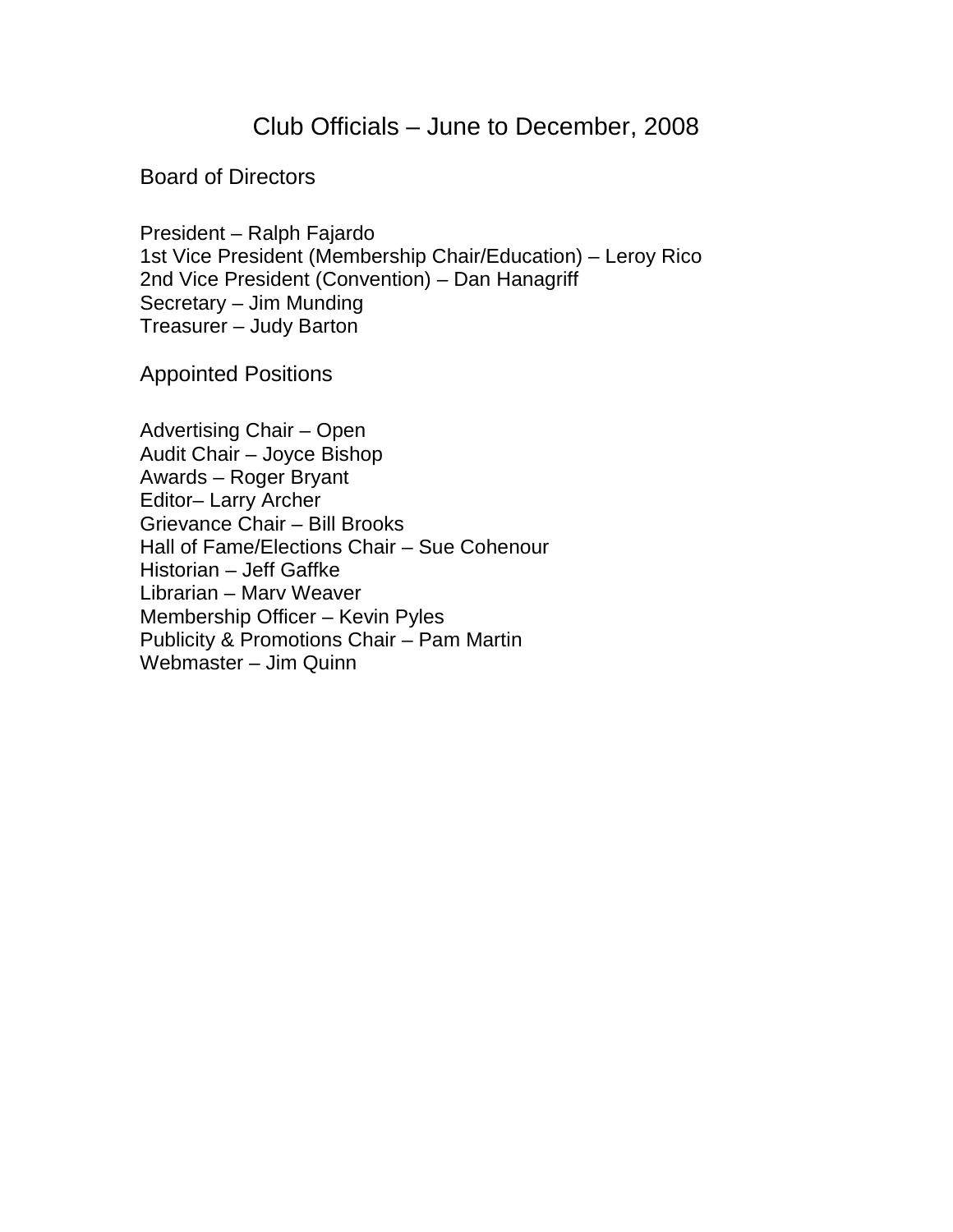# Club Officials – June to December, 2008

## Board of Directors

President – Ralph Fajardo
1st Vice President (Membership Chair/Education) – Leroy Rico
2nd Vice President (Convention) – Dan Hanagriff
Secretary – Jim Munding
Treasurer – Judy Barton

## Appointed Positions

Advertising Chair – Open
Audit Chair – Joyce Bishop
Awards – Roger Bryant
Editor– Larry Archer
Grievance Chair – Bill Brooks
Hall of Fame/Elections Chair – Sue Cohenour
Historian – Jeff Gaffke
Librarian – Marv Weaver
Membership Officer – Kevin Pyles
Publicity & Promotions Chair – Pam Martin
Webmaster – Jim Quinn